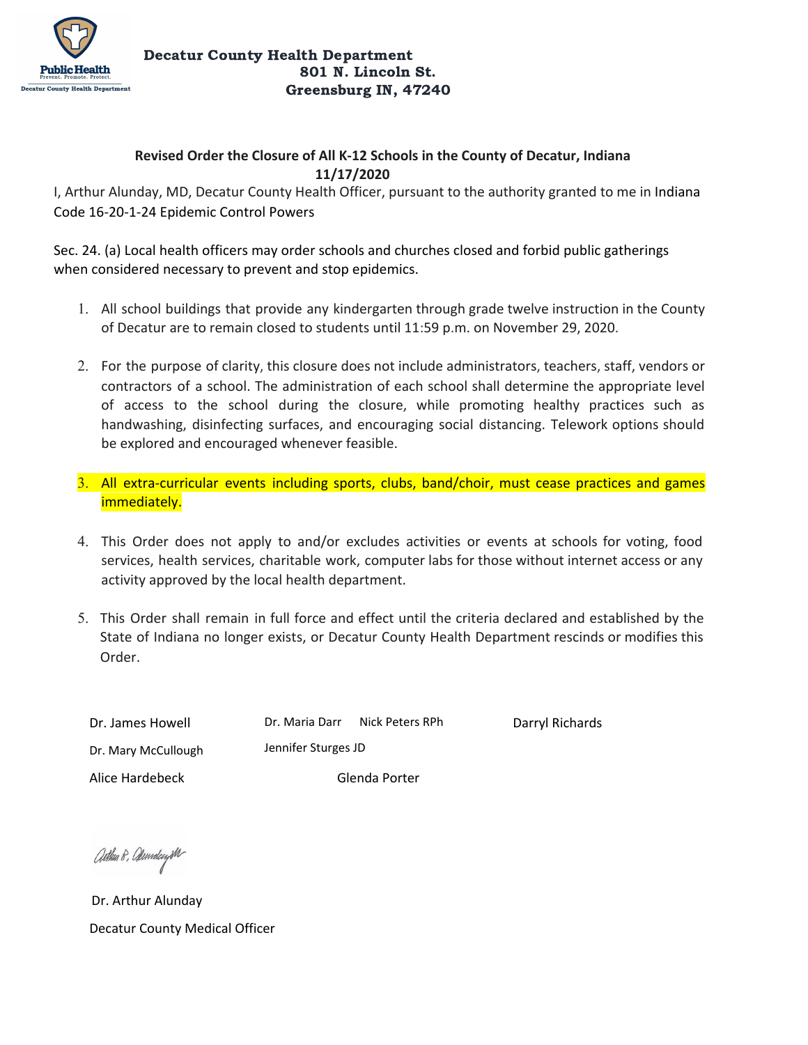**Decatur County Health Department**
**801 N. Lincoln St.**
**Greensburg IN, 47240**

**Revised Order the Closure of All K-12 Schools in the County of Decatur, Indiana**
**11/17/2020**

I, Arthur Alunday, MD, Decatur County Health Officer, pursuant to the authority granted to me in Indiana Code 16-20-1-24 Epidemic Control Powers

Sec. 24. (a) Local health officers may order schools and churches closed and forbid public gatherings when considered necessary to prevent and stop epidemics.

1. All school buildings that provide any kindergarten through grade twelve instruction in the County of Decatur are to remain closed to students until 11:59 p.m. on November 29, 2020.

2. For the purpose of clarity, this closure does not include administrators, teachers, staff, vendors or contractors of a school. The administration of each school shall determine the appropriate level of access to the school during the closure, while promoting healthy practices such as handwashing, disinfecting surfaces, and encouraging social distancing. Telework options should be explored and encouraged whenever feasible.

3. All extra-curricular events including sports, clubs, band/choir, must cease practices and games immediately.

4. This Order does not apply to and/or excludes activities or events at schools for voting, food services, health services, charitable work, computer labs for those without internet access or any activity approved by the local health department.

5. This Order shall remain in full force and effect until the criteria declared and established by the State of Indiana no longer exists, or Decatur County Health Department rescinds or modifies this Order.

Dr. James Howell
Dr. Maria Darr
Nick Peters RPh
Darryl Richards
Dr. Mary McCullough
Jennifer Sturges JD
Alice Hardebeck
Glenda Porter

Dr. Arthur Alunday
Decatur County Medical Officer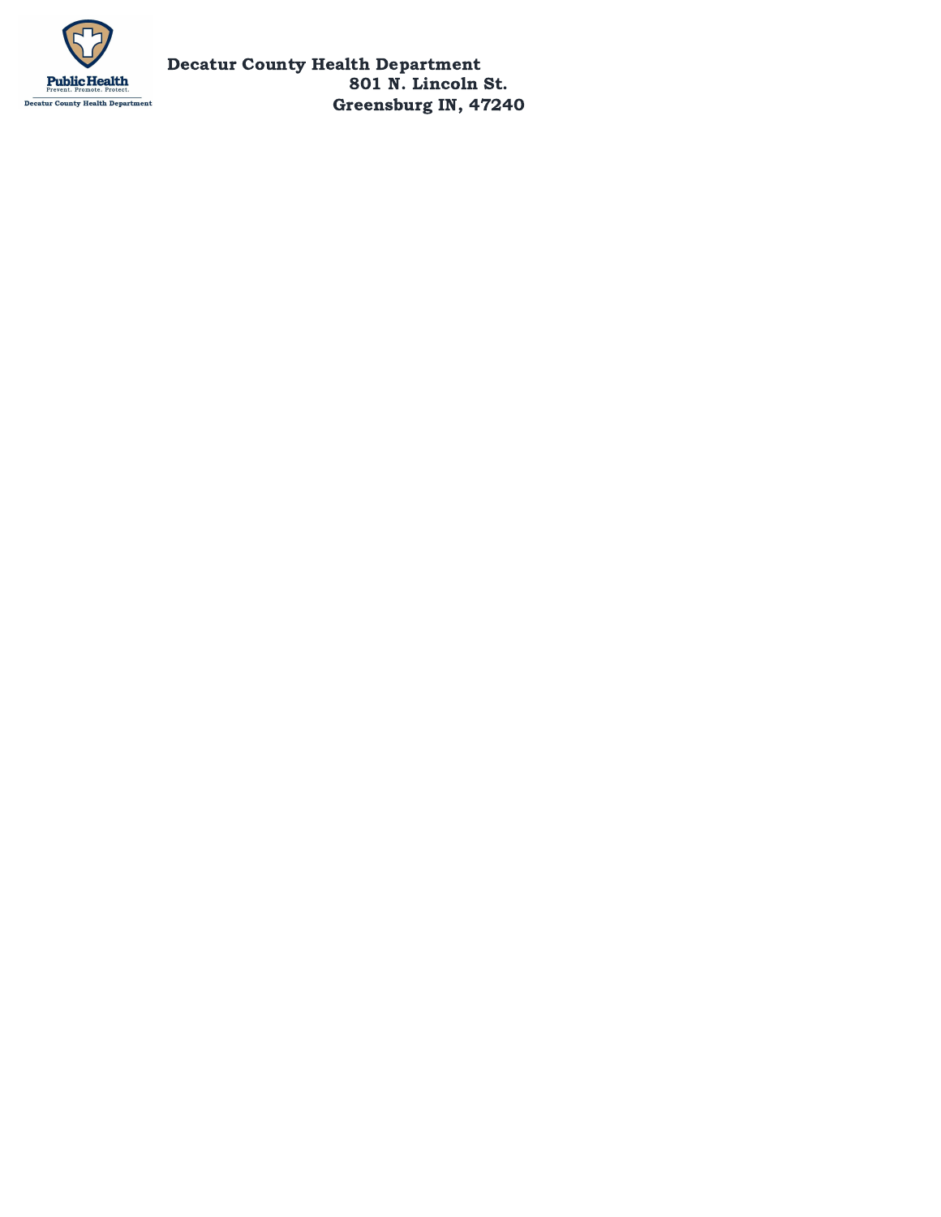**Decatur County Health Department**
**801 N. Lincoln St.**
**Greensburg IN, 47240**